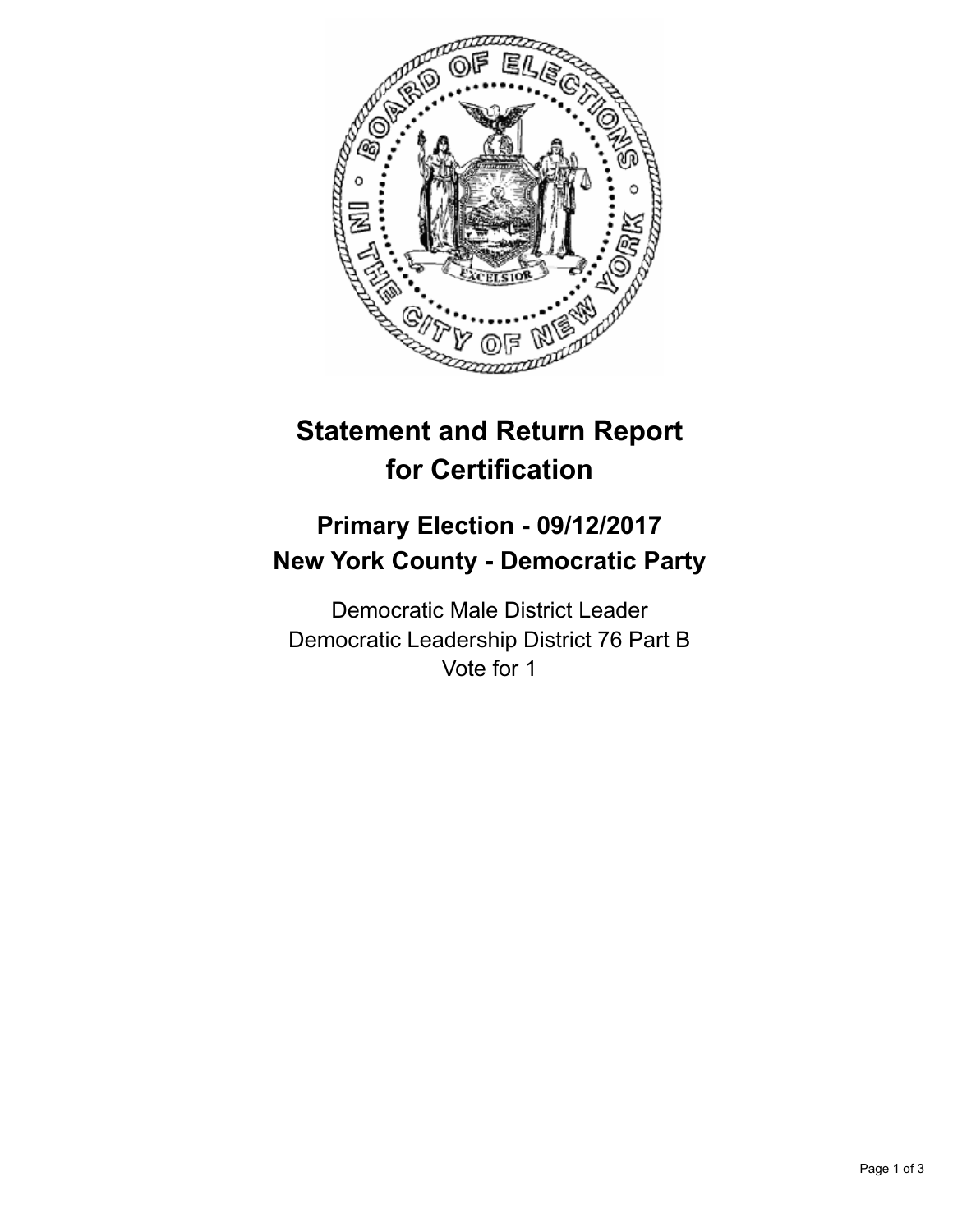# Statement and Return Report for Certification

## Primary Election - 09/12/2017
## New York County - Democratic Party

Democratic Male District Leader
Democratic Leadership District 76 Part B
Vote for 1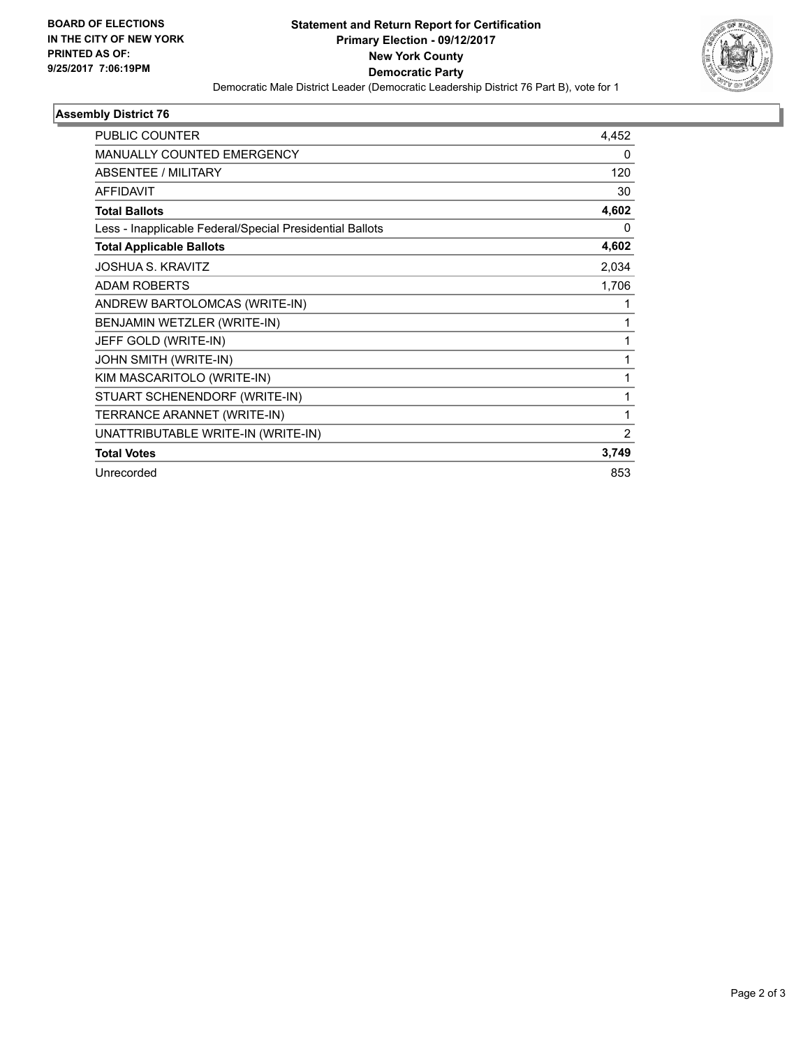**BOARD OF ELECTIONS IN THE CITY OF NEW YORK PRINTED AS OF: 9/25/2017 7:06:19PM**

## Statement and Return Report for Certification
## Primary Election - 09/12/2017
## New York County
## Democratic Party

Democratic Male District Leader (Democratic Leadership District 76 Part B), vote for 1

### Assembly District 76

| | |
|---|---|
| PUBLIC COUNTER | 4,452 |
| MANUALLY COUNTED EMERGENCY | 0 |
| ABSENTEE / MILITARY | 120 |
| AFFIDAVIT | 30 |
| **Total Ballots** | **4,602** |
| Less - Inapplicable Federal/Special Presidential Ballots | 0 |
| **Total Applicable Ballots** | **4,602** |
| JOSHUA S. KRAVITZ | 2,034 |
| ADAM ROBERTS | 1,706 |
| ANDREW BARTOLOMCAS (WRITE-IN) | 1 |
| BENJAMIN WETZLER (WRITE-IN) | 1 |
| JEFF GOLD (WRITE-IN) | 1 |
| JOHN SMITH (WRITE-IN) | 1 |
| KIM MASCARITOLO (WRITE-IN) | 1 |
| STUART SCHENENDORF (WRITE-IN) | 1 |
| TERRANCE ARANNET (WRITE-IN) | 1 |
| UNATTRIBUTABLE WRITE-IN (WRITE-IN) | 2 |
| **Total Votes** | **3,749** |
| Unrecorded | 853 |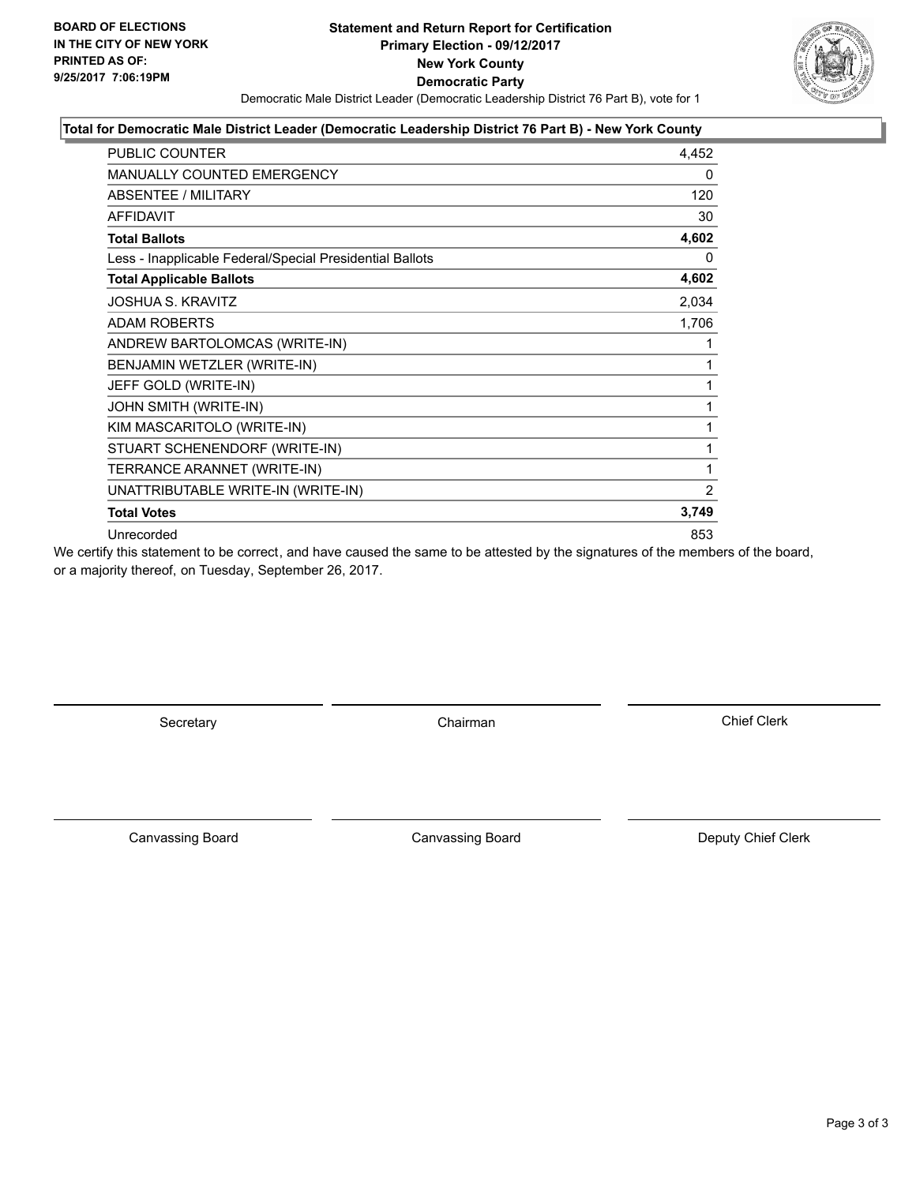**BOARD OF ELECTIONS IN THE CITY OF NEW YORK PRINTED AS OF: 9/25/2017 7:06:19PM**

**Statement and Return Report for Certification**
**Primary Election - 09/12/2017**
**New York County**
**Democratic Party**

Democratic Male District Leader (Democratic Leadership District 76 Part B), vote for 1

**Total for Democratic Male District Leader (Democratic Leadership District 76 Part B) - New York County**

| | |
|---|---|
| PUBLIC COUNTER | 4,452 |
| MANUALLY COUNTED EMERGENCY | 0 |
| ABSENTEE / MILITARY | 120 |
| AFFIDAVIT | 30 |
| **Total Ballots** | **4,602** |
| Less - Inapplicable Federal/Special Presidential Ballots | 0 |
| **Total Applicable Ballots** | **4,602** |
| JOSHUA S. KRAVITZ | 2,034 |
| ADAM ROBERTS | 1,706 |
| ANDREW BARTOLOMCAS (WRITE-IN) | 1 |
| BENJAMIN WETZLER (WRITE-IN) | 1 |
| JEFF GOLD (WRITE-IN) | 1 |
| JOHN SMITH (WRITE-IN) | 1 |
| KIM MASCARITOLO (WRITE-IN) | 1 |
| STUART SCHENENDORF (WRITE-IN) | 1 |
| TERRANCE ARANNET (WRITE-IN) | 1 |
| UNATTRIBUTABLE WRITE-IN (WRITE-IN) | 2 |
| **Total Votes** | **3,749** |
| Unrecorded | 853 |

We certify this statement to be correct, and have caused the same to be attested by the signatures of the members of the board, or a majority thereof, on Tuesday, September 26, 2017.

Secretary

Chairman

Chief Clerk

Canvassing Board

Canvassing Board

Deputy Chief Clerk